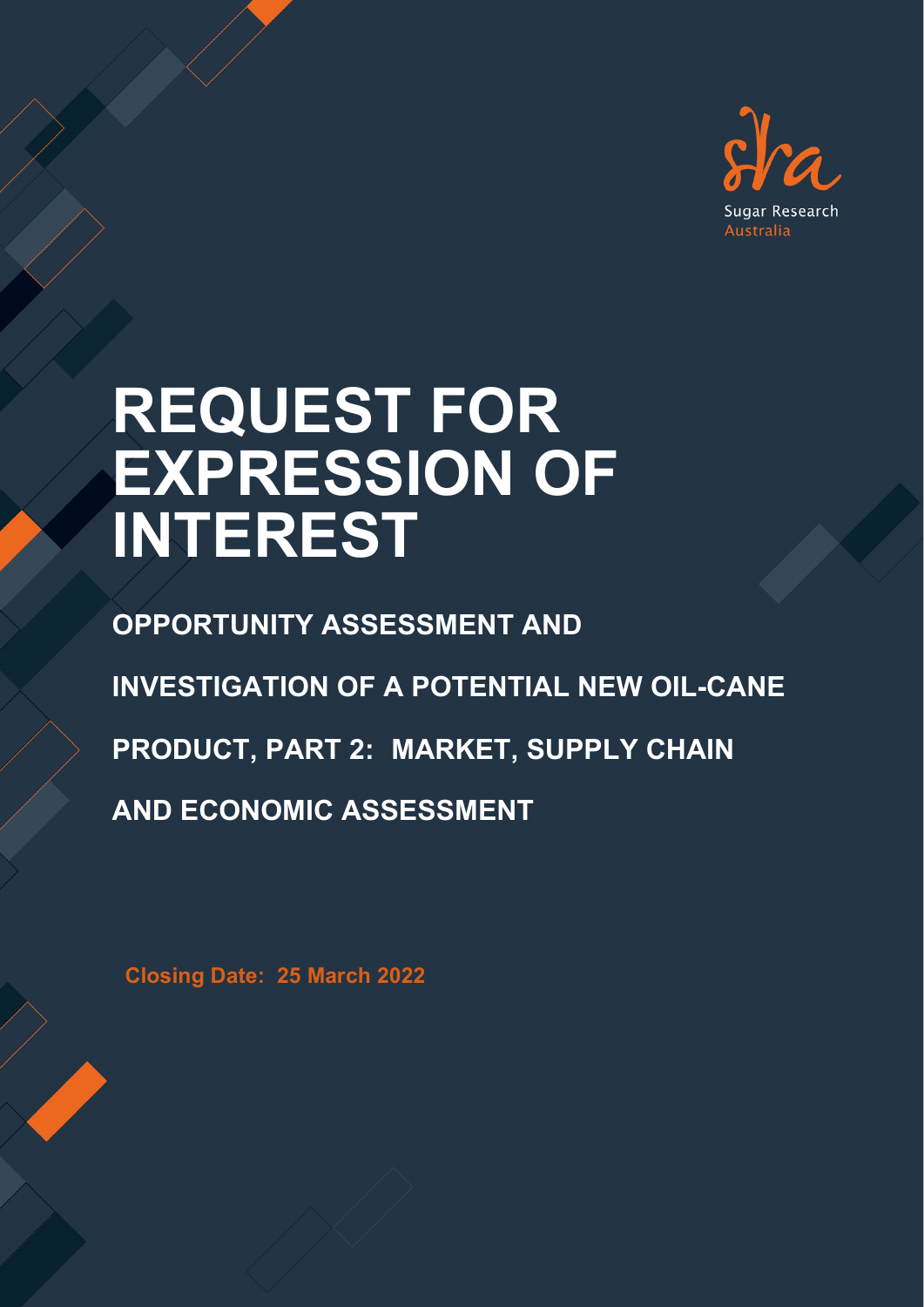Sugar Research Australia

# REQUEST FOR EXPRESSION OF INTEREST

## OPPORTUNITY ASSESSMENT AND INVESTIGATION OF A POTENTIAL NEW OIL-CANE PRODUCT, PART 2: MARKET, SUPPLY CHAIN AND ECONOMIC ASSESSMENT

**Closing Date: 25 March 2022**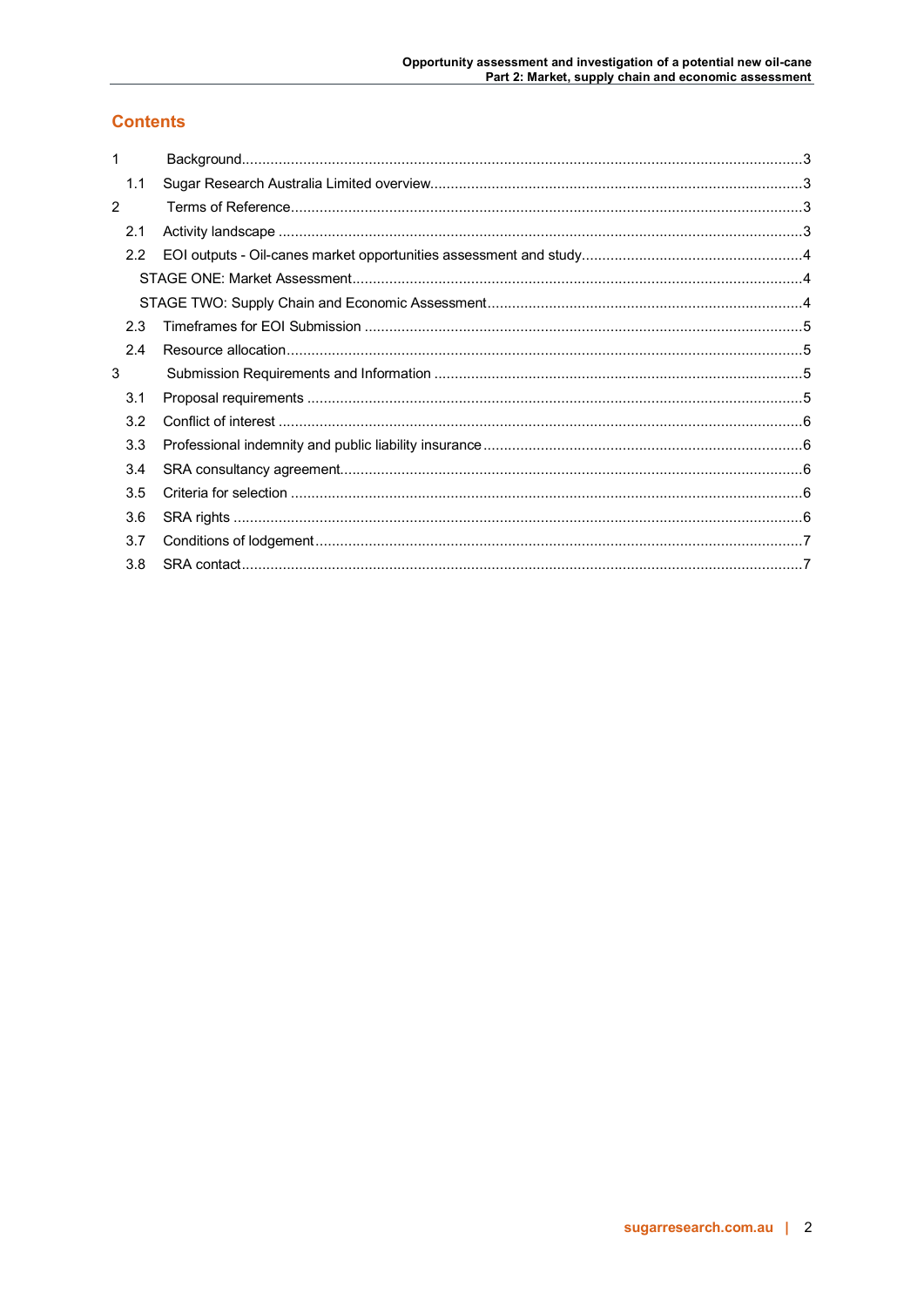## Contents

| | | |
|---|---|---|
| 1 | Background | 3 |
| 1.1 | Sugar Research Australia Limited overview | 3 |
| 2 | Terms of Reference | 3 |
| 2.1 | Activity landscape | 3 |
| 2.2 | EOI outputs - Oil-canes market opportunities assessment and study | 4 |
| | STAGE ONE: Market Assessment | 4 |
| | STAGE TWO: Supply Chain and Economic Assessment | 4 |
| 2.3 | Timeframes for EOI Submission | 5 |
| 2.4 | Resource allocation | 5 |
| 3 | Submission Requirements and Information | 5 |
| 3.1 | Proposal requirements | 5 |
| 3.2 | Conflict of interest | 6 |
| 3.3 | Professional indemnity and public liability insurance | 6 |
| 3.4 | SRA consultancy agreement | 6 |
| 3.5 | Criteria for selection | 6 |
| 3.6 | SRA rights | 6 |
| 3.7 | Conditions of lodgement | 7 |
| 3.8 | SRA contact | 7 |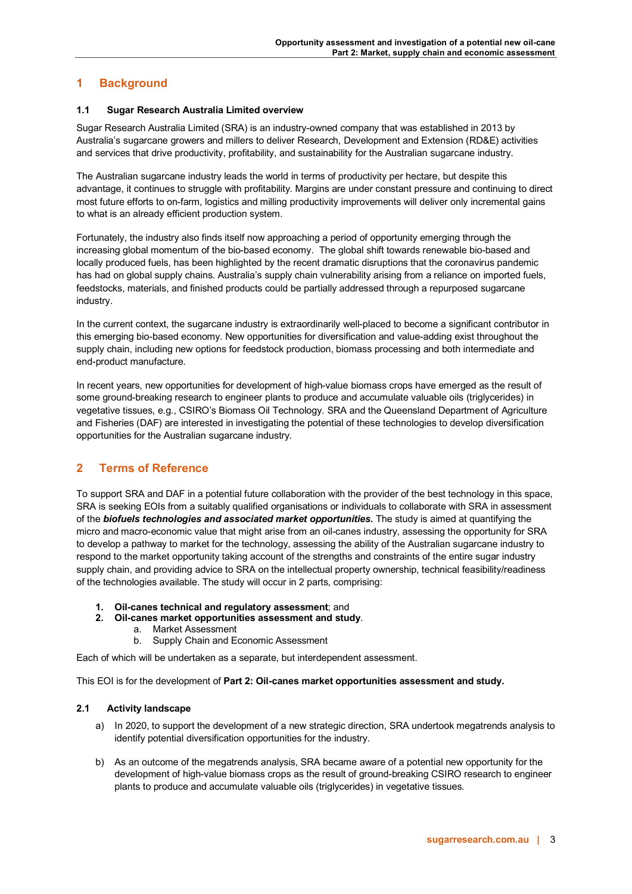# 1 Background

### 1.1 Sugar Research Australia Limited overview

Sugar Research Australia Limited (SRA) is an industry-owned company that was established in 2013 by Australia's sugarcane growers and millers to deliver Research, Development and Extension (RD&E) activities and services that drive productivity, profitability, and sustainability for the Australian sugarcane industry.

The Australian sugarcane industry leads the world in terms of productivity per hectare, but despite this advantage, it continues to struggle with profitability. Margins are under constant pressure and continuing to direct most future efforts to on-farm, logistics and milling productivity improvements will deliver only incremental gains to what is an already efficient production system.

Fortunately, the industry also finds itself now approaching a period of opportunity emerging through the increasing global momentum of the bio-based economy. The global shift towards renewable bio-based and locally produced fuels, has been highlighted by the recent dramatic disruptions that the coronavirus pandemic has had on global supply chains. Australia's supply chain vulnerability arising from a reliance on imported fuels, feedstocks, materials, and finished products could be partially addressed through a repurposed sugarcane industry.

In the current context, the sugarcane industry is extraordinarily well-placed to become a significant contributor in this emerging bio-based economy. New opportunities for diversification and value-adding exist throughout the supply chain, including new options for feedstock production, biomass processing and both intermediate and end-product manufacture.

In recent years, new opportunities for development of high-value biomass crops have emerged as the result of some ground-breaking research to engineer plants to produce and accumulate valuable oils (triglycerides) in vegetative tissues, e.g., CSIRO's Biomass Oil Technology. SRA and the Queensland Department of Agriculture and Fisheries (DAF) are interested in investigating the potential of these technologies to develop diversification opportunities for the Australian sugarcane industry.

# 2 Terms of Reference

To support SRA and DAF in a potential future collaboration with the provider of the best technology in this space, SRA is seeking EOIs from a suitably qualified organisations or individuals to collaborate with SRA in assessment of the ***biofuels technologies and associated market opportunities.*** The study is aimed at quantifying the micro and macro-economic value that might arise from an oil-canes industry, assessing the opportunity for SRA to develop a pathway to market for the technology, assessing the ability of the Australian sugarcane industry to respond to the market opportunity taking account of the strengths and constraints of the entire sugar industry supply chain, and providing advice to SRA on the intellectual property ownership, technical feasibility/readiness of the technologies available. The study will occur in 2 parts, comprising:

1. **Oil-canes technical and regulatory assessment**; and
2. **Oil-canes market opportunities assessment and study**.
   a. Market Assessment
   b. Supply Chain and Economic Assessment

Each of which will be undertaken as a separate, but interdependent assessment.

This EOI is for the development of **Part 2: Oil-canes market opportunities assessment and study.**

### 2.1 Activity landscape

a) In 2020, to support the development of a new strategic direction, SRA undertook megatrends analysis to identify potential diversification opportunities for the industry.

b) As an outcome of the megatrends analysis, SRA became aware of a potential new opportunity for the development of high-value biomass crops as the result of ground-breaking CSIRO research to engineer plants to produce and accumulate valuable oils (triglycerides) in vegetative tissues.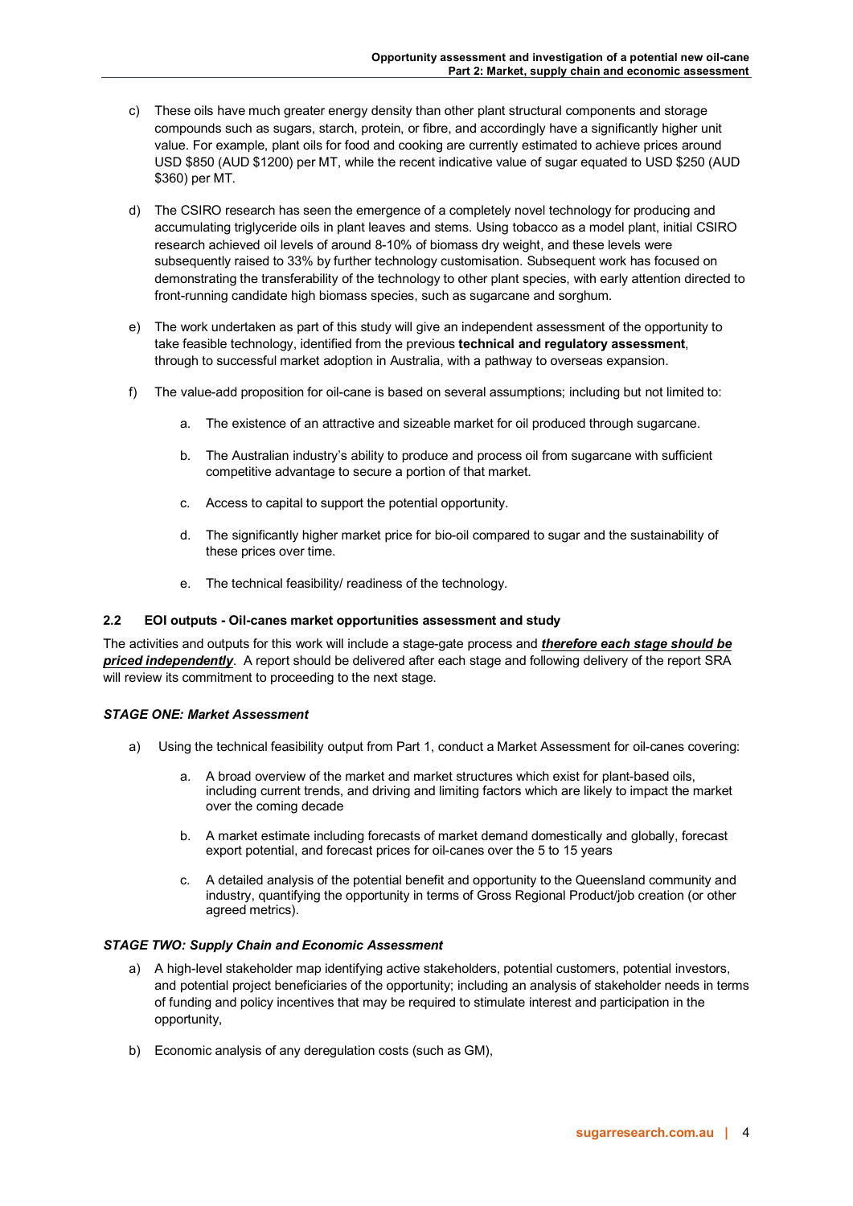c) These oils have much greater energy density than other plant structural components and storage compounds such as sugars, starch, protein, or fibre, and accordingly have a significantly higher unit value. For example, plant oils for food and cooking are currently estimated to achieve prices around USD $850 (AUD $1200) per MT, while the recent indicative value of sugar equated to USD $250 (AUD $360) per MT.

d) The CSIRO research has seen the emergence of a completely novel technology for producing and accumulating triglyceride oils in plant leaves and stems. Using tobacco as a model plant, initial CSIRO research achieved oil levels of around 8-10% of biomass dry weight, and these levels were subsequently raised to 33% by further technology customisation. Subsequent work has focused on demonstrating the transferability of the technology to other plant species, with early attention directed to front-running candidate high biomass species, such as sugarcane and sorghum.

e) The work undertaken as part of this study will give an independent assessment of the opportunity to take feasible technology, identified from the previous **technical and regulatory assessment**, through to successful market adoption in Australia, with a pathway to overseas expansion.

f) The value-add proposition for oil-cane is based on several assumptions; including but not limited to:

   a. The existence of an attractive and sizeable market for oil produced through sugarcane.

   b. The Australian industry's ability to produce and process oil from sugarcane with sufficient competitive advantage to secure a portion of that market.

   c. Access to capital to support the potential opportunity.

   d. The significantly higher market price for bio-oil compared to sugar and the sustainability of these prices over time.

   e. The technical feasibility/ readiness of the technology.

### 2.2 EOI outputs - Oil-canes market opportunities assessment and study

The activities and outputs for this work will include a stage-gate process and ***therefore each stage should be priced independently***. A report should be delivered after each stage and following delivery of the report SRA will review its commitment to proceeding to the next stage.

***STAGE ONE: Market Assessment***

a) Using the technical feasibility output from Part 1, conduct a Market Assessment for oil-canes covering:

   a. A broad overview of the market and market structures which exist for plant-based oils, including current trends, and driving and limiting factors which are likely to impact the market over the coming decade

   b. A market estimate including forecasts of market demand domestically and globally, forecast export potential, and forecast prices for oil-canes over the 5 to 15 years

   c. A detailed analysis of the potential benefit and opportunity to the Queensland community and industry, quantifying the opportunity in terms of Gross Regional Product/job creation (or other agreed metrics).

***STAGE TWO: Supply Chain and Economic Assessment***

a) A high-level stakeholder map identifying active stakeholders, potential customers, potential investors, and potential project beneficiaries of the opportunity; including an analysis of stakeholder needs in terms of funding and policy incentives that may be required to stimulate interest and participation in the opportunity,

b) Economic analysis of any deregulation costs (such as GM),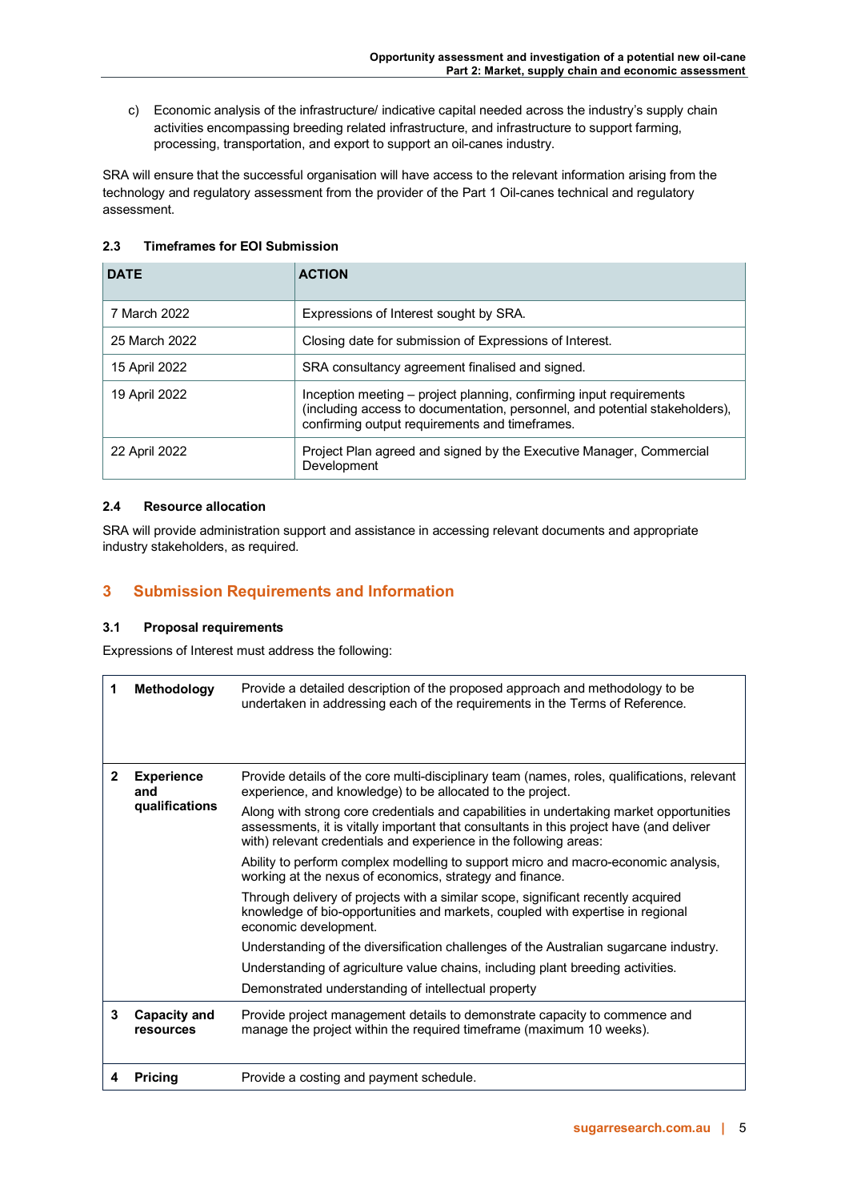c) Economic analysis of the infrastructure/ indicative capital needed across the industry's supply chain activities encompassing breeding related infrastructure, and infrastructure to support farming, processing, transportation, and export to support an oil-canes industry.

SRA will ensure that the successful organisation will have access to the relevant information arising from the technology and regulatory assessment from the provider of the Part 1 Oil-canes technical and regulatory assessment.

### 2.3 Timeframes for EOI Submission

| DATE | ACTION |
|---|---|
| 7 March 2022 | Expressions of Interest sought by SRA. |
| 25 March 2022 | Closing date for submission of Expressions of Interest. |
| 15 April 2022 | SRA consultancy agreement finalised and signed. |
| 19 April 2022 | Inception meeting – project planning, confirming input requirements (including access to documentation, personnel, and potential stakeholders), confirming output requirements and timeframes. |
| 22 April 2022 | Project Plan agreed and signed by the Executive Manager, Commercial Development |

### 2.4 Resource allocation

SRA will provide administration support and assistance in accessing relevant documents and appropriate industry stakeholders, as required.

## 3 Submission Requirements and Information

### 3.1 Proposal requirements

Expressions of Interest must address the following:

| | | |
|---|---|---|
| 1 | **Methodology** | Provide a detailed description of the proposed approach and methodology to be undertaken in addressing each of the requirements in the Terms of Reference. |
| 2 | **Experience and qualifications** | Provide details of the core multi-disciplinary team (names, roles, qualifications, relevant experience, and knowledge) to be allocated to the project.<br><br>Along with strong core credentials and capabilities in undertaking market opportunities assessments, it is vitally important that consultants in this project have (and deliver with) relevant credentials and experience in the following areas:<br><br>Ability to perform complex modelling to support micro and macro-economic analysis, working at the nexus of economics, strategy and finance.<br><br>Through delivery of projects with a similar scope, significant recently acquired knowledge of bio-opportunities and markets, coupled with expertise in regional economic development.<br><br>Understanding of the diversification challenges of the Australian sugarcane industry.<br><br>Understanding of agriculture value chains, including plant breeding activities.<br><br>Demonstrated understanding of intellectual property |
| 3 | **Capacity and resources** | Provide project management details to demonstrate capacity to commence and manage the project within the required timeframe (maximum 10 weeks). |
| 4 | **Pricing** | Provide a costing and payment schedule. |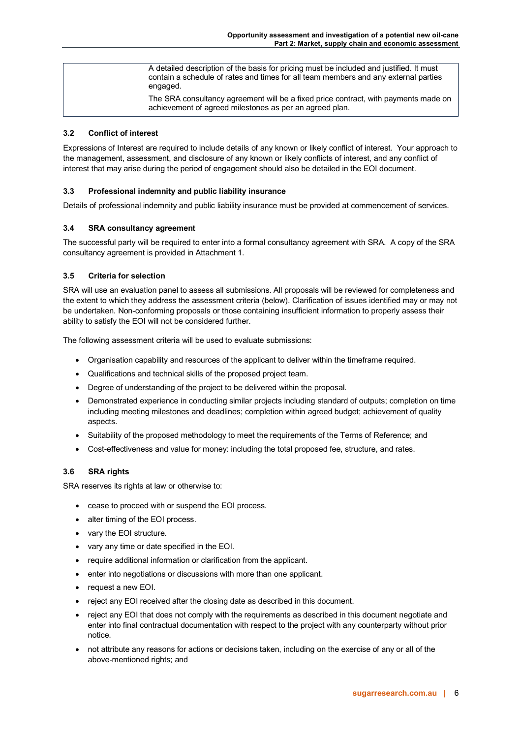| | A detailed description of the basis for pricing must be included and justified. It must contain a schedule of rates and times for all team members and any external parties engaged.<br><br>The SRA consultancy agreement will be a fixed price contract, with payments made on achievement of agreed milestones as per an agreed plan. |
|---|---|

### 3.2 Conflict of interest

Expressions of Interest are required to include details of any known or likely conflict of interest. Your approach to the management, assessment, and disclosure of any known or likely conflicts of interest, and any conflict of interest that may arise during the period of engagement should also be detailed in the EOI document.

### 3.3 Professional indemnity and public liability insurance

Details of professional indemnity and public liability insurance must be provided at commencement of services.

### 3.4 SRA consultancy agreement

The successful party will be required to enter into a formal consultancy agreement with SRA. A copy of the SRA consultancy agreement is provided in Attachment 1.

### 3.5 Criteria for selection

SRA will use an evaluation panel to assess all submissions. All proposals will be reviewed for completeness and the extent to which they address the assessment criteria (below). Clarification of issues identified may or may not be undertaken. Non-conforming proposals or those containing insufficient information to properly assess their ability to satisfy the EOI will not be considered further.

The following assessment criteria will be used to evaluate submissions:

- Organisation capability and resources of the applicant to deliver within the timeframe required.
- Qualifications and technical skills of the proposed project team.
- Degree of understanding of the project to be delivered within the proposal.
- Demonstrated experience in conducting similar projects including standard of outputs; completion on time including meeting milestones and deadlines; completion within agreed budget; achievement of quality aspects.
- Suitability of the proposed methodology to meet the requirements of the Terms of Reference; and
- Cost-effectiveness and value for money: including the total proposed fee, structure, and rates.

### 3.6 SRA rights

SRA reserves its rights at law or otherwise to:

- cease to proceed with or suspend the EOI process.
- alter timing of the EOI process.
- vary the EOI structure.
- vary any time or date specified in the EOI.
- require additional information or clarification from the applicant.
- enter into negotiations or discussions with more than one applicant.
- request a new EOI.
- reject any EOI received after the closing date as described in this document.
- reject any EOI that does not comply with the requirements as described in this document negotiate and enter into final contractual documentation with respect to the project with any counterparty without prior notice.
- not attribute any reasons for actions or decisions taken, including on the exercise of any or all of the above-mentioned rights; and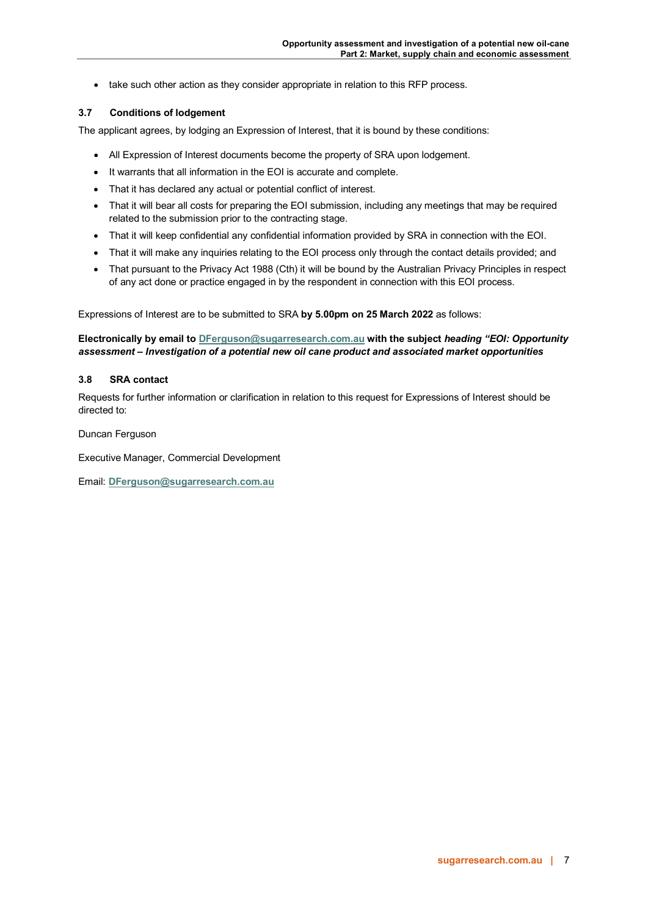- take such other action as they consider appropriate in relation to this RFP process.

### 3.7 Conditions of lodgement

The applicant agrees, by lodging an Expression of Interest, that it is bound by these conditions:

- All Expression of Interest documents become the property of SRA upon lodgement.
- It warrants that all information in the EOI is accurate and complete.
- That it has declared any actual or potential conflict of interest.
- That it will bear all costs for preparing the EOI submission, including any meetings that may be required related to the submission prior to the contracting stage.
- That it will keep confidential any confidential information provided by SRA in connection with the EOI.
- That it will make any inquiries relating to the EOI process only through the contact details provided; and
- That pursuant to the Privacy Act 1988 (Cth) it will be bound by the Australian Privacy Principles in respect of any act done or practice engaged in by the respondent in connection with this EOI process.

Expressions of Interest are to be submitted to SRA **by 5.00pm on 25 March 2022** as follows:

**Electronically by email to DFerguson@sugarresearch.com.au with the subject *heading "EOI: Opportunity assessment – Investigation of a potential new oil cane product and associated market opportunities***

### 3.8 SRA contact

Requests for further information or clarification in relation to this request for Expressions of Interest should be directed to:

Duncan Ferguson

Executive Manager, Commercial Development

Email: **DFerguson@sugarresearch.com.au**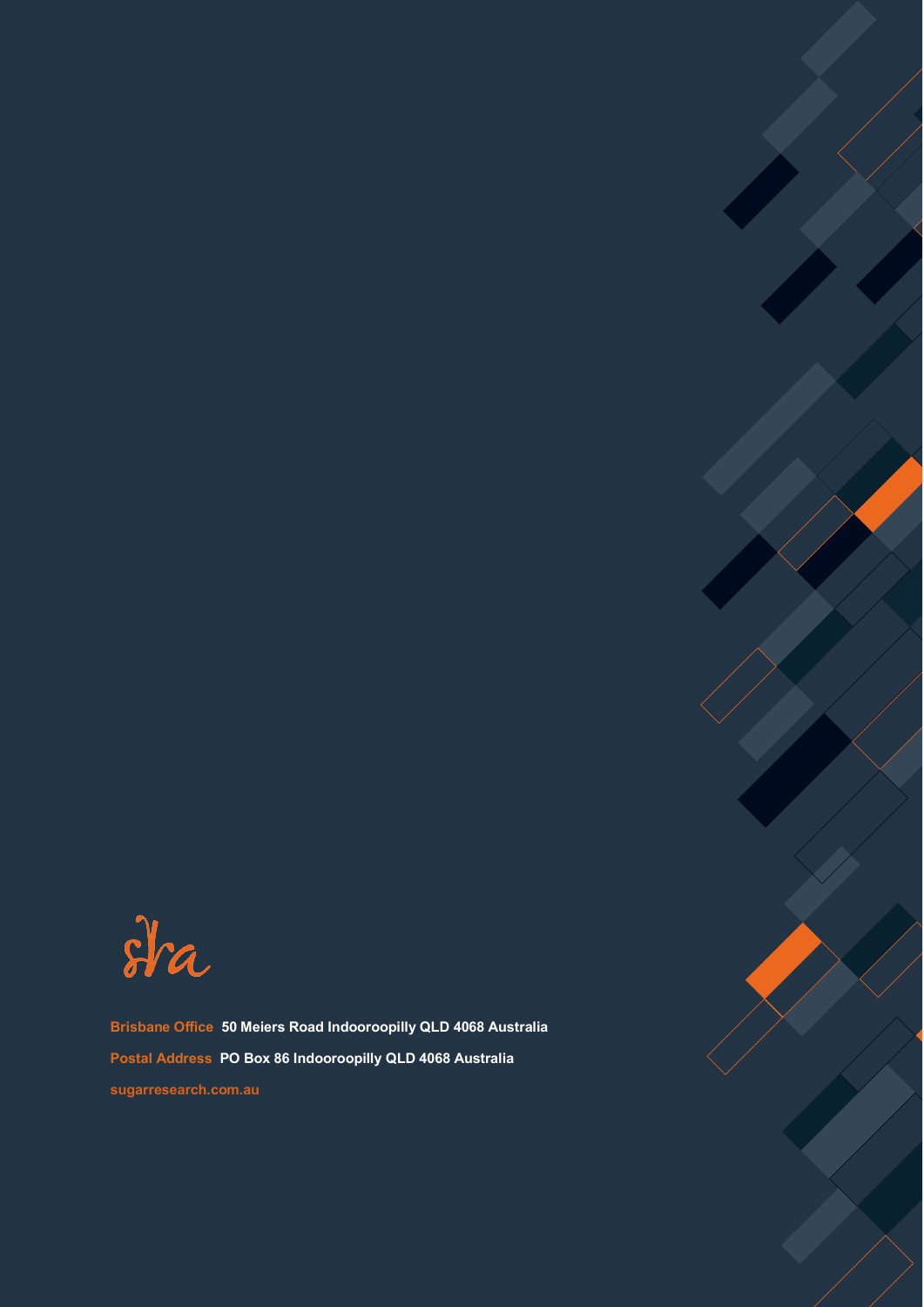sra

**Brisbane Office** 50 Meiers Road Indooroopilly QLD 4068 Australia

**Postal Address** PO Box 86 Indooroopilly QLD 4068 Australia

sugarresearch.com.au